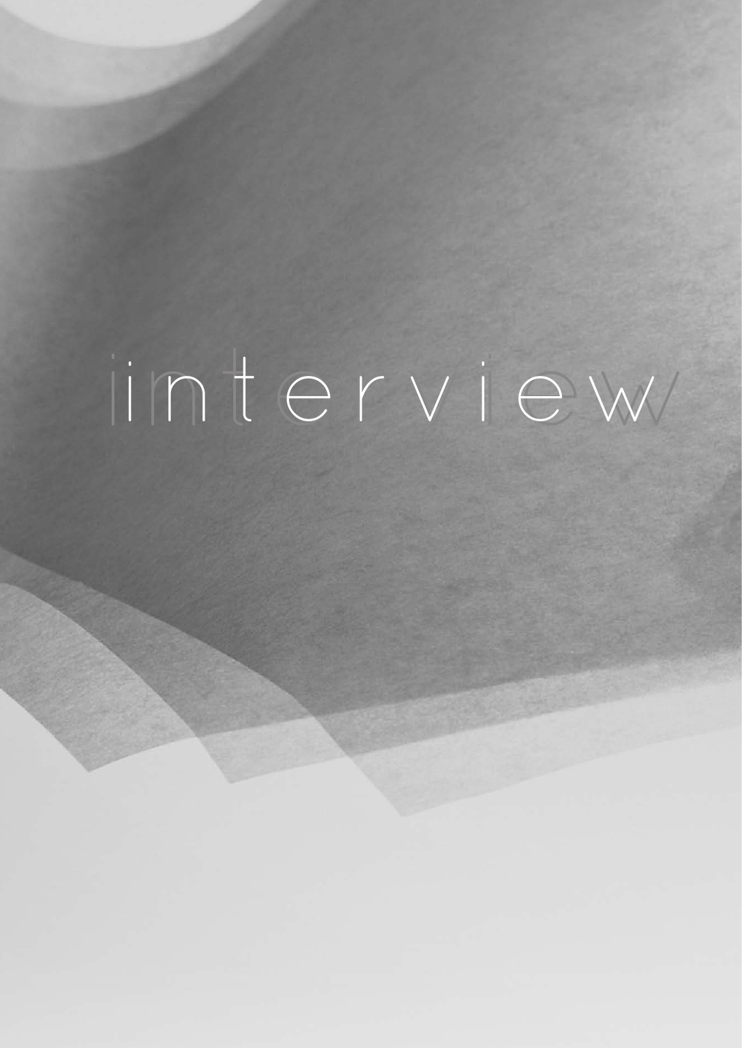# interview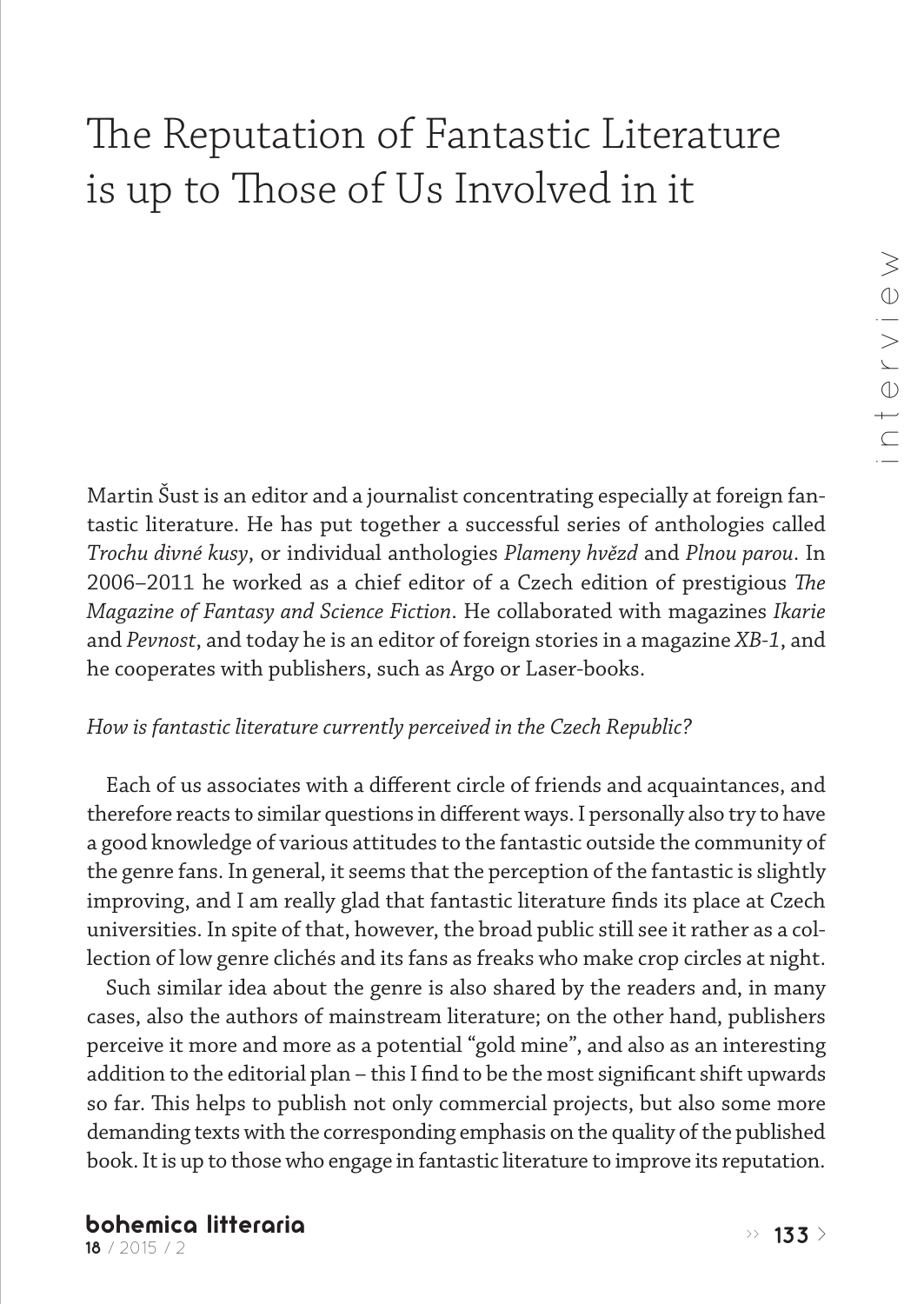# The Reputation of Fantastic Literature is up to Those of Us Involved in it

Martin Šust is an editor and a journalist concentrating especially at foreign fantastic literature. He has put together a successful series of anthologies called *Trochu divné kusy*, or individual anthologies *Plameny hvězd* and *Plnou parou*. In 2006–2011 he worked as a chief editor of a Czech edition of prestigious *The Magazine of Fantasy and Science Fiction*. He collaborated with magazines *Ikarie* and *Pevnost*, and today he is an editor of foreign stories in a magazine *XB-1*, and he cooperates with publishers, such as Argo or Laser-books.

*How is fantastic literature currently perceived in the Czech Republic?*

Each of us associates with a different circle of friends and acquaintances, and therefore reacts to similar questions in different ways. I personally also try to have a good knowledge of various attitudes to the fantastic outside the community of the genre fans. In general, it seems that the perception of the fantastic is slightly improving, and I am really glad that fantastic literature finds its place at Czech universities. In spite of that, however, the broad public still see it rather as a collection of low genre clichés and its fans as freaks who make crop circles at night.

Such similar idea about the genre is also shared by the readers and, in many cases, also the authors of mainstream literature; on the other hand, publishers perceive it more and more as a potential "gold mine", and also as an interesting addition to the editorial plan – this I find to be the most significant shift upwards so far. This helps to publish not only commercial projects, but also some more demanding texts with the corresponding emphasis on the quality of the published book. It is up to those who engage in fantastic literature to improve its reputation.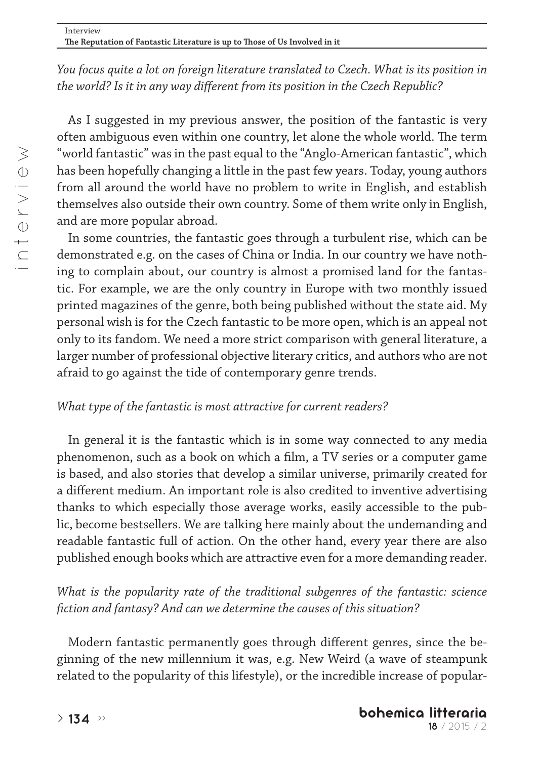*You focus quite a lot on foreign literature translated to Czech. What is its position in the world? Is it in any way different from its position in the Czech Republic?*

As I suggested in my previous answer, the position of the fantastic is very often ambiguous even within one country, let alone the whole world. The term "world fantastic" was in the past equal to the "Anglo-American fantastic", which has been hopefully changing a little in the past few years. Today, young authors from all around the world have no problem to write in English, and establish themselves also outside their own country. Some of them write only in English, and are more popular abroad.

In some countries, the fantastic goes through a turbulent rise, which can be demonstrated e.g. on the cases of China or India. In our country we have nothing to complain about, our country is almost a promised land for the fantastic. For example, we are the only country in Europe with two monthly issued printed magazines of the genre, both being published without the state aid. My personal wish is for the Czech fantastic to be more open, which is an appeal not only to its fandom. We need a more strict comparison with general literature, a larger number of professional objective literary critics, and authors who are not afraid to go against the tide of contemporary genre trends.

*What type of the fantastic is most attractive for current readers?*

In general it is the fantastic which is in some way connected to any media phenomenon, such as a book on which a film, a TV series or a computer game is based, and also stories that develop a similar universe, primarily created for a different medium. An important role is also credited to inventive advertising thanks to which especially those average works, easily accessible to the public, become bestsellers. We are talking here mainly about the undemanding and readable fantastic full of action. On the other hand, every year there are also published enough books which are attractive even for a more demanding reader.

*What is the popularity rate of the traditional subgenres of the fantastic: science fiction and fantasy? And can we determine the causes of this situation?*

Modern fantastic permanently goes through different genres, since the beginning of the new millennium it was, e.g. New Weird (a wave of steampunk related to the popularity of this lifestyle), or the incredible increase of popular-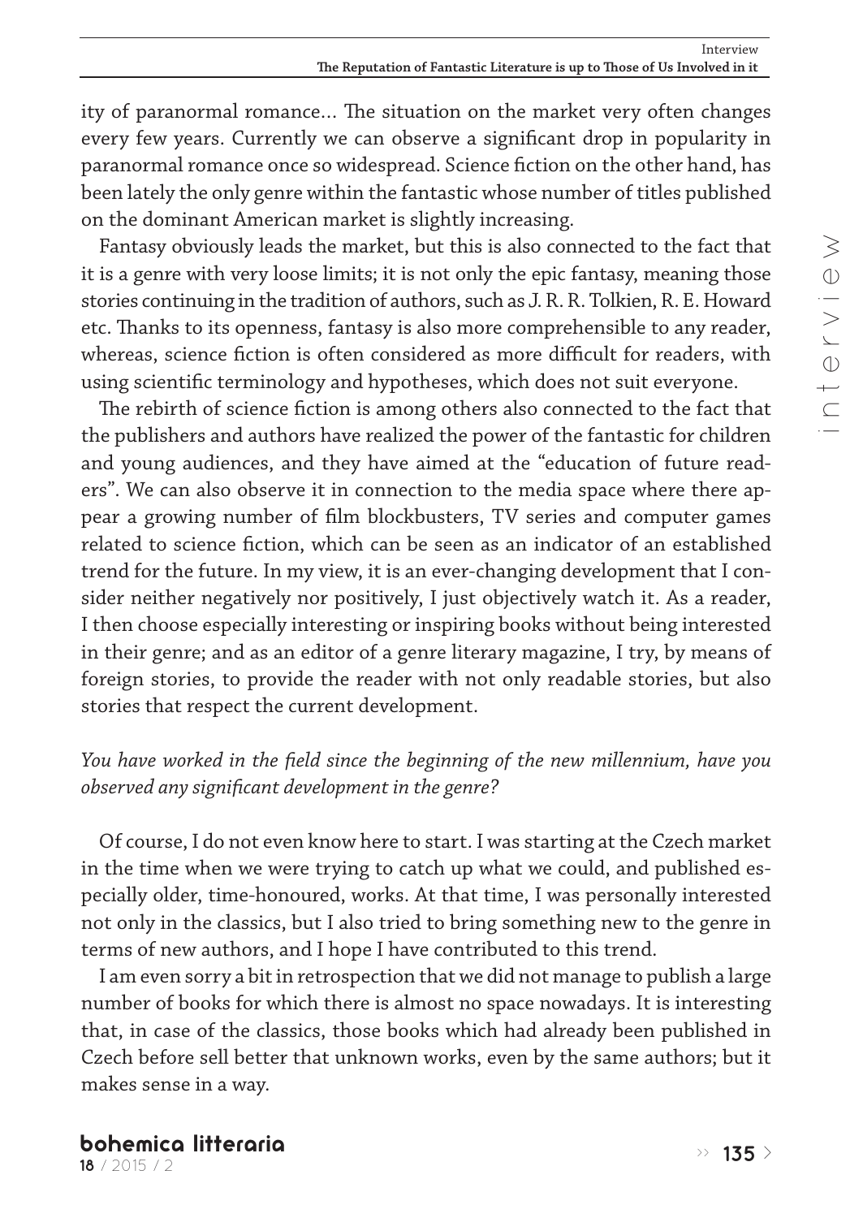ity of paranormal romance... The situation on the market very often changes every few years. Currently we can observe a significant drop in popularity in paranormal romance once so widespread. Science fiction on the other hand, has been lately the only genre within the fantastic whose number of titles published on the dominant American market is slightly increasing.

Fantasy obviously leads the market, but this is also connected to the fact that it is a genre with very loose limits; it is not only the epic fantasy, meaning those stories continuing in the tradition of authors, such as J. R. R. Tolkien, R. E. Howard etc. Thanks to its openness, fantasy is also more comprehensible to any reader, whereas, science fiction is often considered as more difficult for readers, with using scientific terminology and hypotheses, which does not suit everyone.

The rebirth of science fiction is among others also connected to the fact that the publishers and authors have realized the power of the fantastic for children and young audiences, and they have aimed at the "education of future readers". We can also observe it in connection to the media space where there appear a growing number of film blockbusters, TV series and computer games related to science fiction, which can be seen as an indicator of an established trend for the future. In my view, it is an ever-changing development that I consider neither negatively nor positively, I just objectively watch it. As a reader, I then choose especially interesting or inspiring books without being interested in their genre; and as an editor of a genre literary magazine, I try, by means of foreign stories, to provide the reader with not only readable stories, but also stories that respect the current development.

*You have worked in the field since the beginning of the new millennium, have you observed any significant development in the genre?*

Of course, I do not even know here to start. I was starting at the Czech market in the time when we were trying to catch up what we could, and published especially older, time-honoured, works. At that time, I was personally interested not only in the classics, but I also tried to bring something new to the genre in terms of new authors, and I hope I have contributed to this trend.

I am even sorry a bit in retrospection that we did not manage to publish a large number of books for which there is almost no space nowadays. It is interesting that, in case of the classics, those books which had already been published in Czech before sell better that unknown works, even by the same authors; but it makes sense in a way.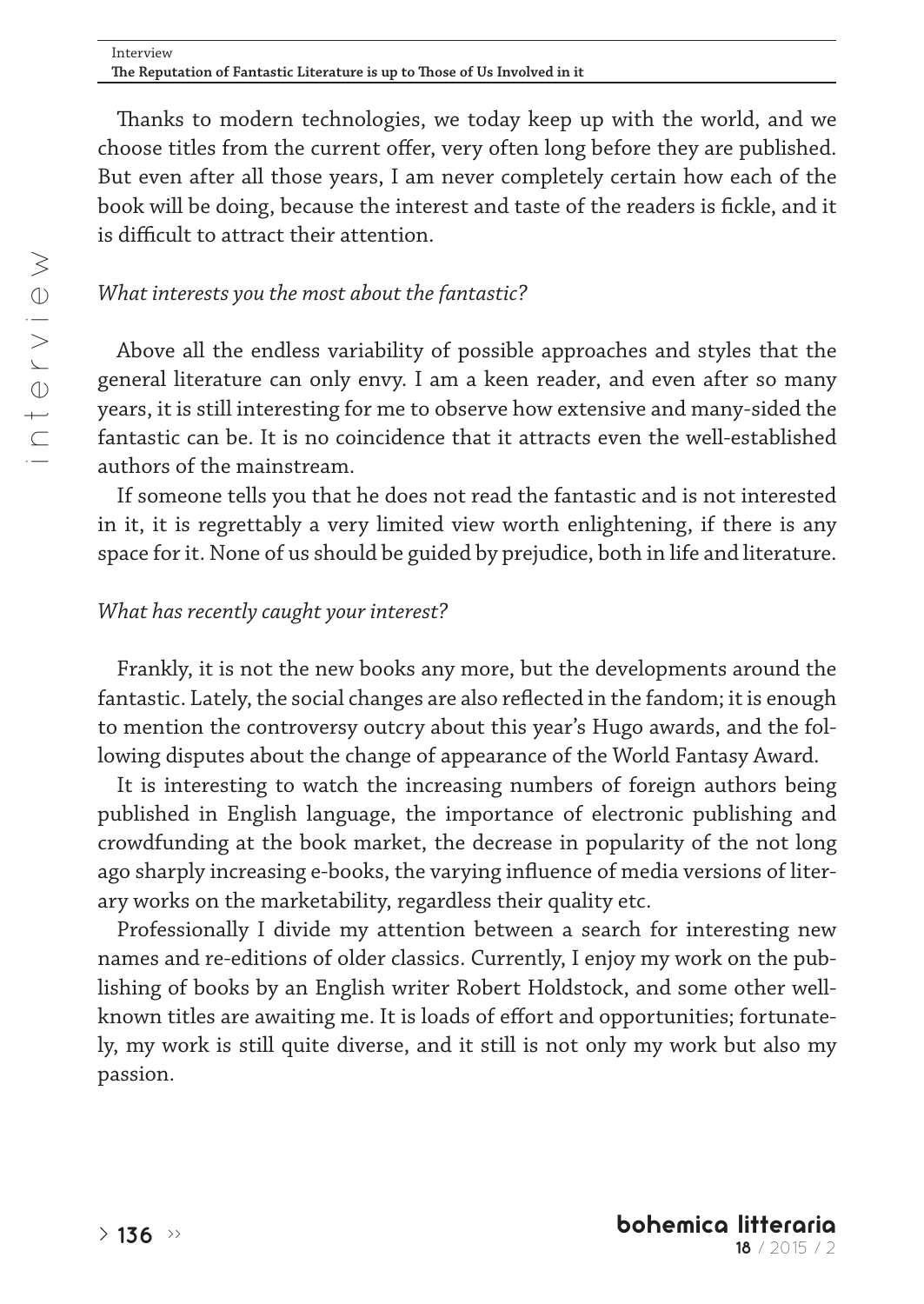Thanks to modern technologies, we today keep up with the world, and we choose titles from the current offer, very often long before they are published. But even after all those years, I am never completely certain how each of the book will be doing, because the interest and taste of the readers is fickle, and it is difficult to attract their attention.

*What interests you the most about the fantastic?*

Above all the endless variability of possible approaches and styles that the general literature can only envy. I am a keen reader, and even after so many years, it is still interesting for me to observe how extensive and many-sided the fantastic can be. It is no coincidence that it attracts even the well-established authors of the mainstream.

If someone tells you that he does not read the fantastic and is not interested in it, it is regrettably a very limited view worth enlightening, if there is any space for it. None of us should be guided by prejudice, both in life and literature.

*What has recently caught your interest?*

Frankly, it is not the new books any more, but the developments around the fantastic. Lately, the social changes are also reflected in the fandom; it is enough to mention the controversy outcry about this year's Hugo awards, and the following disputes about the change of appearance of the World Fantasy Award.

It is interesting to watch the increasing numbers of foreign authors being published in English language, the importance of electronic publishing and crowdfunding at the book market, the decrease in popularity of the not long ago sharply increasing e-books, the varying influence of media versions of literary works on the marketability, regardless their quality etc.

Professionally I divide my attention between a search for interesting new names and re-editions of older classics. Currently, I enjoy my work on the publishing of books by an English writer Robert Holdstock, and some other well-known titles are awaiting me. It is loads of effort and opportunities; fortunately, my work is still quite diverse, and it still is not only my work but also my passion.